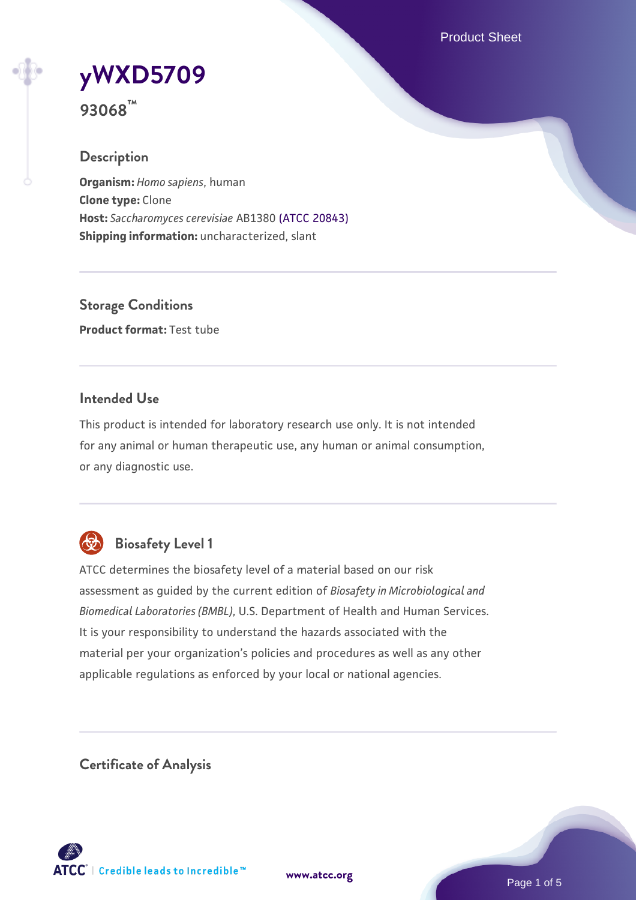# yWXD5709

**93068™**

## Description

**Organism:** *Homo sapiens*, human
**Clone type:** Clone
**Host:** *Saccharomyces cerevisiae* AB1380 (ATCC 20843)
**Shipping information:** uncharacterized, slant

## Storage Conditions

**Product format:** Test tube

## Intended Use

This product is intended for laboratory research use only. It is not intended for any animal or human therapeutic use, any human or animal consumption, or any diagnostic use.

## Biosafety Level 1

ATCC determines the biosafety level of a material based on our risk assessment as guided by the current edition of *Biosafety in Microbiological and Biomedical Laboratories (BMBL)*, U.S. Department of Health and Human Services. It is your responsibility to understand the hazards associated with the material per your organization's policies and procedures as well as any other applicable regulations as enforced by your local or national agencies.

## Certificate of Analysis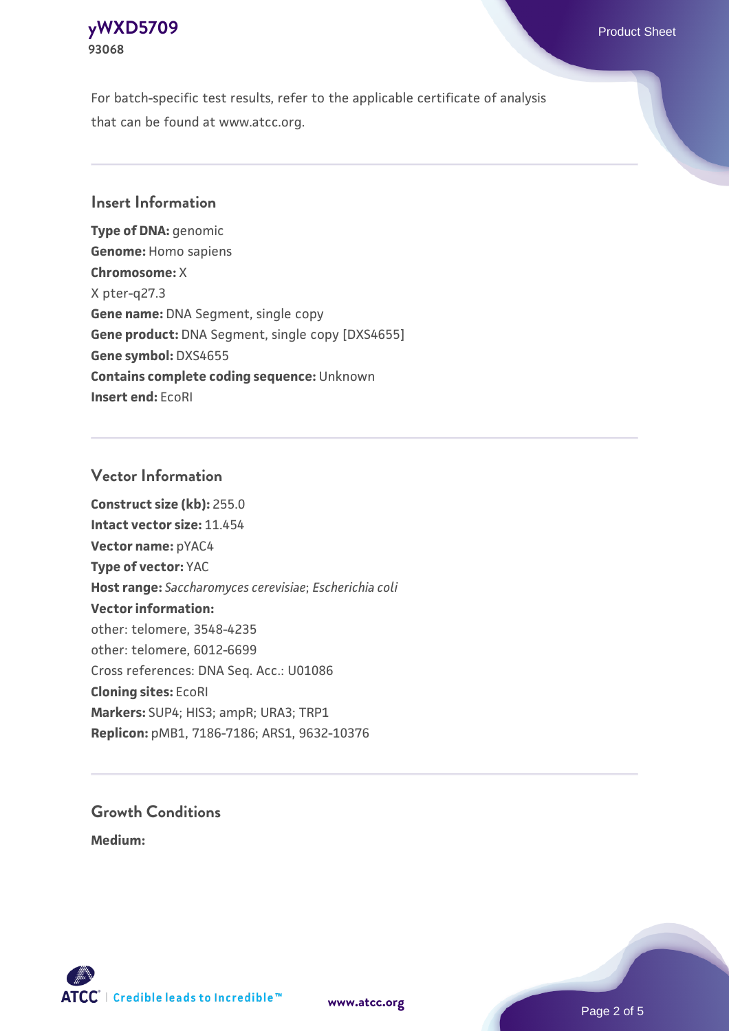For batch-specific test results, refer to the applicable certificate of analysis that can be found at www.atcc.org.

## Insert Information

**Type of DNA:** genomic
**Genome:** Homo sapiens
**Chromosome:** X
X pter-q27.3
**Gene name:** DNA Segment, single copy
**Gene product:** DNA Segment, single copy [DXS4655]
**Gene symbol:** DXS4655
**Contains complete coding sequence:** Unknown
**Insert end:** EcoRI

## Vector Information

**Construct size (kb):** 255.0
**Intact vector size:** 11.454
**Vector name:** pYAC4
**Type of vector:** YAC
**Host range:** *Saccharomyces cerevisiae*; *Escherichia coli*
**Vector information:**
other: telomere, 3548-4235
other: telomere, 6012-6699
Cross references: DNA Seq. Acc.: U01086
**Cloning sites:** EcoRI
**Markers:** SUP4; HIS3; ampR; URA3; TRP1
**Replicon:** pMB1, 7186-7186; ARS1, 9632-10376

## Growth Conditions

**Medium:**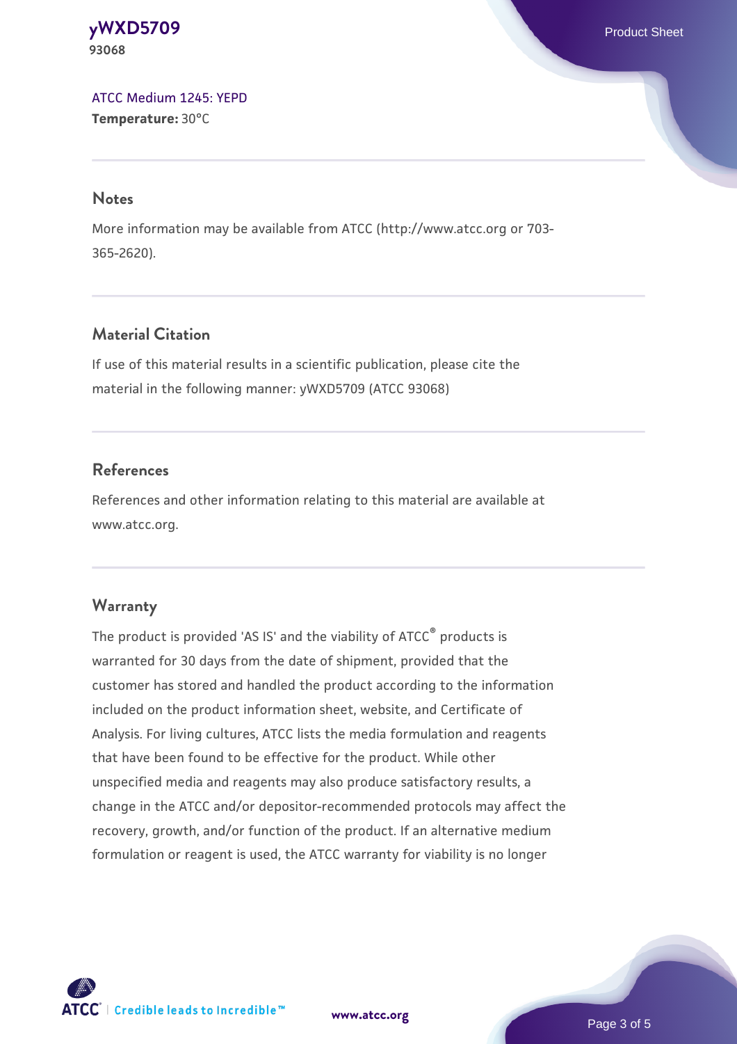ATCC Medium 1245: YEPD

**Temperature:** 30°C

## Notes

More information may be available from ATCC (http://www.atcc.org or 703-365-2620).

## Material Citation

If use of this material results in a scientific publication, please cite the material in the following manner: yWXD5709 (ATCC 93068)

## References

References and other information relating to this material are available at www.atcc.org.

## Warranty

The product is provided 'AS IS' and the viability of ATCC® products is warranted for 30 days from the date of shipment, provided that the customer has stored and handled the product according to the information included on the product information sheet, website, and Certificate of Analysis. For living cultures, ATCC lists the media formulation and reagents that have been found to be effective for the product. While other unspecified media and reagents may also produce satisfactory results, a change in the ATCC and/or depositor-recommended protocols may affect the recovery, growth, and/or function of the product. If an alternative medium formulation or reagent is used, the ATCC warranty for viability is no longer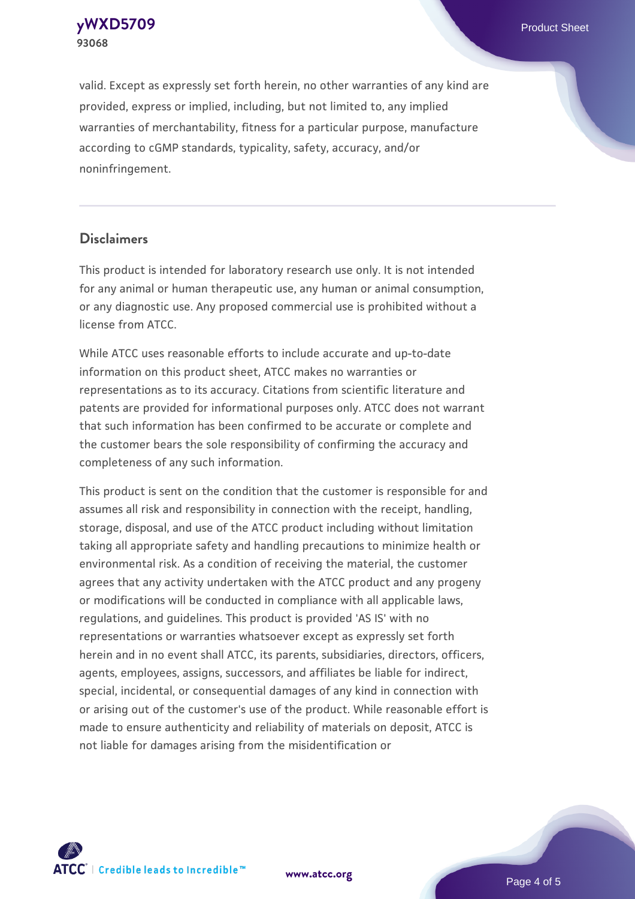valid. Except as expressly set forth herein, no other warranties of any kind are provided, express or implied, including, but not limited to, any implied warranties of merchantability, fitness for a particular purpose, manufacture according to cGMP standards, typicality, safety, accuracy, and/or noninfringement.

## Disclaimers

This product is intended for laboratory research use only. It is not intended for any animal or human therapeutic use, any human or animal consumption, or any diagnostic use. Any proposed commercial use is prohibited without a license from ATCC.

While ATCC uses reasonable efforts to include accurate and up-to-date information on this product sheet, ATCC makes no warranties or representations as to its accuracy. Citations from scientific literature and patents are provided for informational purposes only. ATCC does not warrant that such information has been confirmed to be accurate or complete and the customer bears the sole responsibility of confirming the accuracy and completeness of any such information.

This product is sent on the condition that the customer is responsible for and assumes all risk and responsibility in connection with the receipt, handling, storage, disposal, and use of the ATCC product including without limitation taking all appropriate safety and handling precautions to minimize health or environmental risk. As a condition of receiving the material, the customer agrees that any activity undertaken with the ATCC product and any progeny or modifications will be conducted in compliance with all applicable laws, regulations, and guidelines. This product is provided 'AS IS' with no representations or warranties whatsoever except as expressly set forth herein and in no event shall ATCC, its parents, subsidiaries, directors, officers, agents, employees, assigns, successors, and affiliates be liable for indirect, special, incidental, or consequential damages of any kind in connection with or arising out of the customer's use of the product. While reasonable effort is made to ensure authenticity and reliability of materials on deposit, ATCC is not liable for damages arising from the misidentification or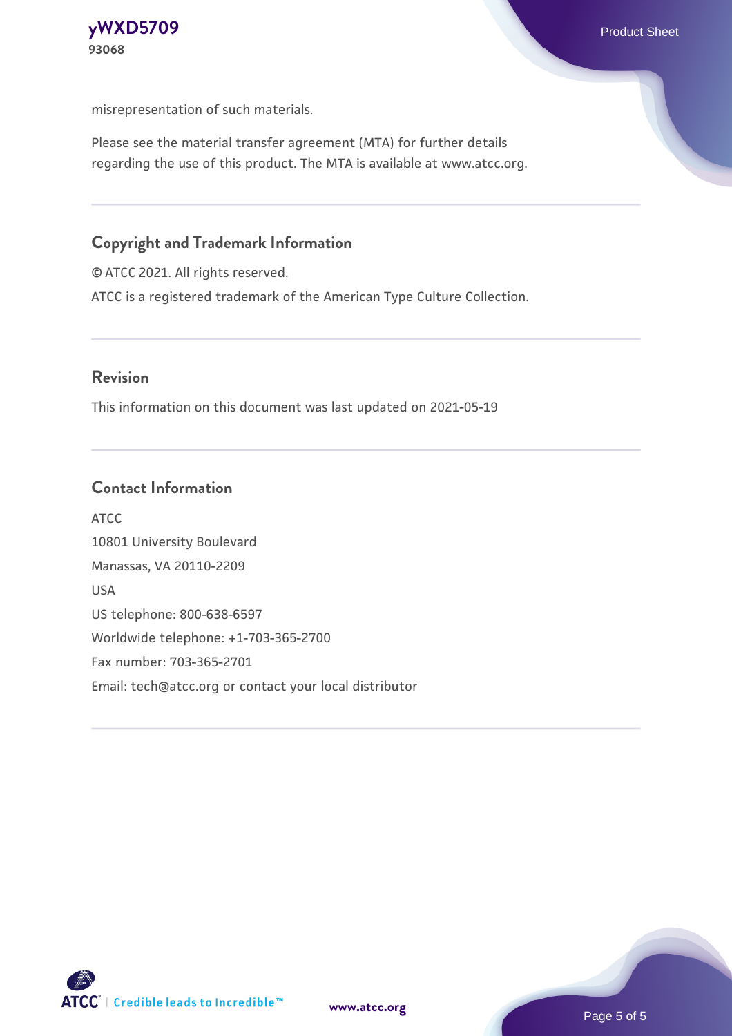misrepresentation of such materials.

Please see the material transfer agreement (MTA) for further details regarding the use of this product. The MTA is available at www.atcc.org.

## Copyright and Trademark Information

© ATCC 2021. All rights reserved.

ATCC is a registered trademark of the American Type Culture Collection.

## Revision

This information on this document was last updated on 2021-05-19

## Contact Information

ATCC

10801 University Boulevard

Manassas, VA 20110-2209

USA

US telephone: 800-638-6597

Worldwide telephone: +1-703-365-2700

Fax number: 703-365-2701

Email: tech@atcc.org or contact your local distributor